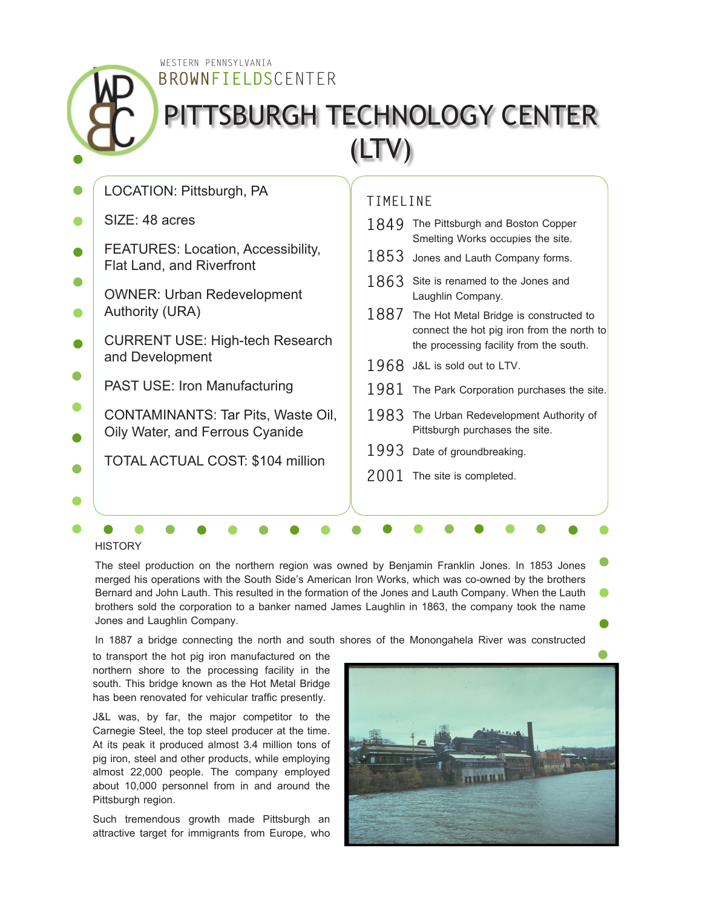WESTERN PENNSYLVANIA

BROWNFIELDSCENTER

# PITTSBURGH TECHNOLOGY CENTER (LTV)

LOCATION: Pittsburgh, PA

SIZE: 48 acres

FEATURES: Location, Accessibility, Flat Land, and Riverfront

OWNER: Urban Redevelopment Authority (URA)

CURRENT USE: High-tech Research and Development

PAST USE: Iron Manufacturing

CONTAMINANTS: Tar Pits, Waste Oil, Oily Water, and Ferrous Cyanide

TOTAL ACTUAL COST: $104 million

## TIMELINE

| | |
|---|---|
| 1849 | The Pittsburgh and Boston Copper Smelting Works occupies the site. |
| 1853 | Jones and Lauth Company forms. |
| 1863 | Site is renamed to the Jones and Laughlin Company. |
| 1887 | The Hot Metal Bridge is constructed to connect the hot pig iron from the north to the processing facility from the south. |
| 1968 | J&L is sold out to LTV. |
| 1981 | The Park Corporation purchases the site. |
| 1983 | The Urban Redevelopment Authority of Pittsburgh purchases the site. |
| 1993 | Date of groundbreaking. |
| 2001 | The site is completed. |

## HISTORY

The steel production on the northern region was owned by Benjamin Franklin Jones. In 1853 Jones merged his operations with the South Side's American Iron Works, which was co-owned by the brothers Bernard and John Lauth. This resulted in the formation of the Jones and Lauth Company. When the Lauth brothers sold the corporation to a banker named James Laughlin in 1863, the company took the name Jones and Laughlin Company.

In 1887 a bridge connecting the north and south shores of the Monongahela River was constructed to transport the hot pig iron manufactured on the northern shore to the processing facility in the south. This bridge known as the Hot Metal Bridge has been renovated for vehicular traffic presently.

J&L was, by far, the major competitor to the Carnegie Steel, the top steel producer at the time. At its peak it produced almost 3.4 million tons of pig iron, steel and other products, while employing almost 22,000 people. The company employed about 10,000 personnel from in and around the Pittsburgh region.

Such tremendous growth made Pittsburgh an attractive target for immigrants from Europe, who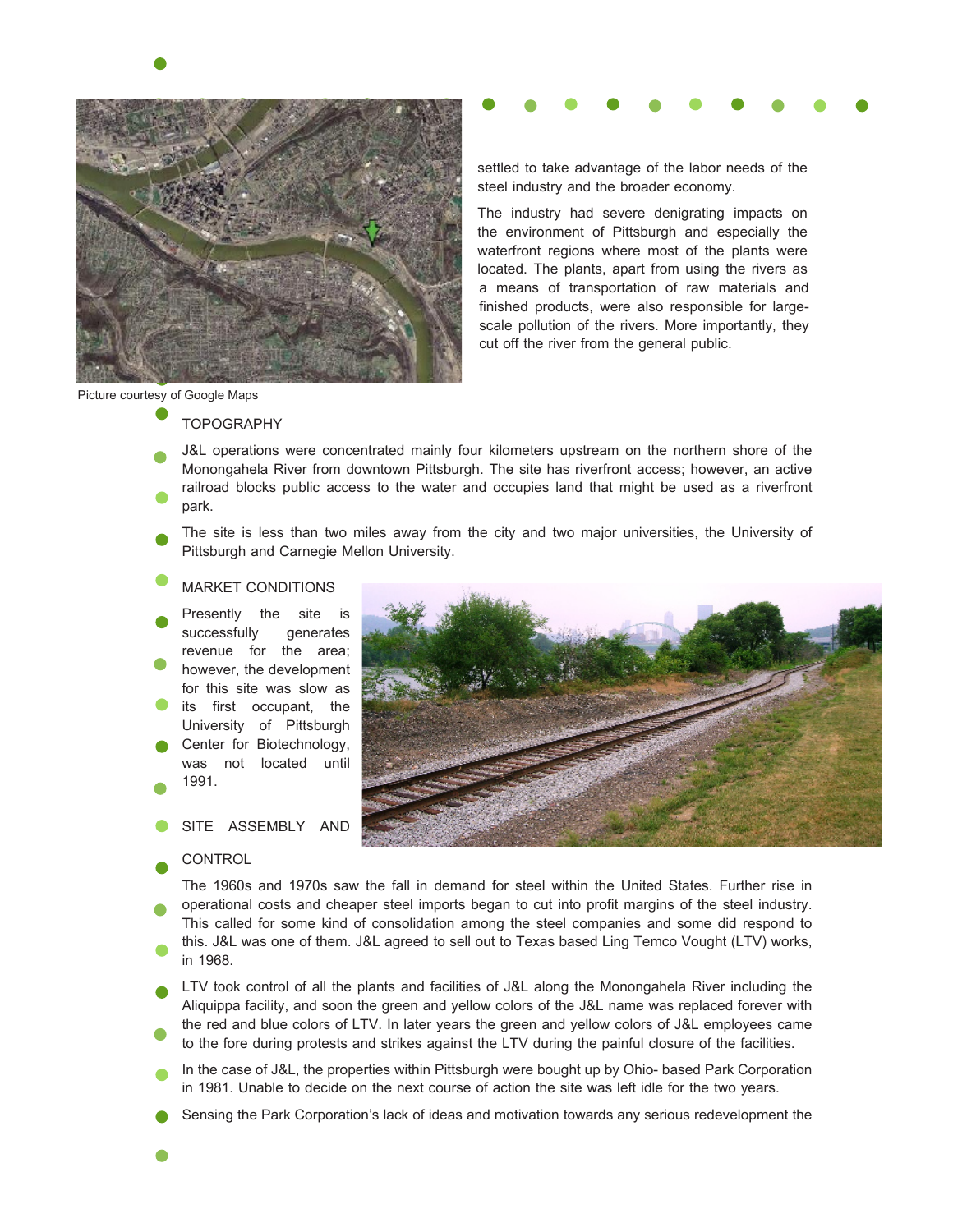Picture courtesy of Google Maps

settled to take advantage of the labor needs of the steel industry and the broader economy.

The industry had severe denigrating impacts on the environment of Pittsburgh and especially the waterfront regions where most of the plants were located. The plants, apart from using the rivers as a means of transportation of raw materials and finished products, were also responsible for large-scale pollution of the rivers. More importantly, they cut off the river from the general public.

TOPOGRAPHY

J&L operations were concentrated mainly four kilometers upstream on the northern shore of the Monongahela River from downtown Pittsburgh. The site has riverfront access; however, an active railroad blocks public access to the water and occupies land that might be used as a riverfront park.

The site is less than two miles away from the city and two major universities, the University of Pittsburgh and Carnegie Mellon University.

MARKET CONDITIONS

Presently the site is successfully generates revenue for the area; however, the development for this site was slow as its first occupant, the University of Pittsburgh Center for Biotechnology, was not located until 1991.

SITE ASSEMBLY AND CONTROL

The 1960s and 1970s saw the fall in demand for steel within the United States. Further rise in operational costs and cheaper steel imports began to cut into profit margins of the steel industry. This called for some kind of consolidation among the steel companies and some did respond to this. J&L was one of them. J&L agreed to sell out to Texas based Ling Temco Vought (LTV) works, in 1968.

LTV took control of all the plants and facilities of J&L along the Monongahela River including the Aliquippa facility, and soon the green and yellow colors of the J&L name was replaced forever with the red and blue colors of LTV. In later years the green and yellow colors of J&L employees came to the fore during protests and strikes against the LTV during the painful closure of the facilities.

In the case of J&L, the properties within Pittsburgh were bought up by Ohio- based Park Corporation in 1981. Unable to decide on the next course of action the site was left idle for the two years.

Sensing the Park Corporation's lack of ideas and motivation towards any serious redevelopment the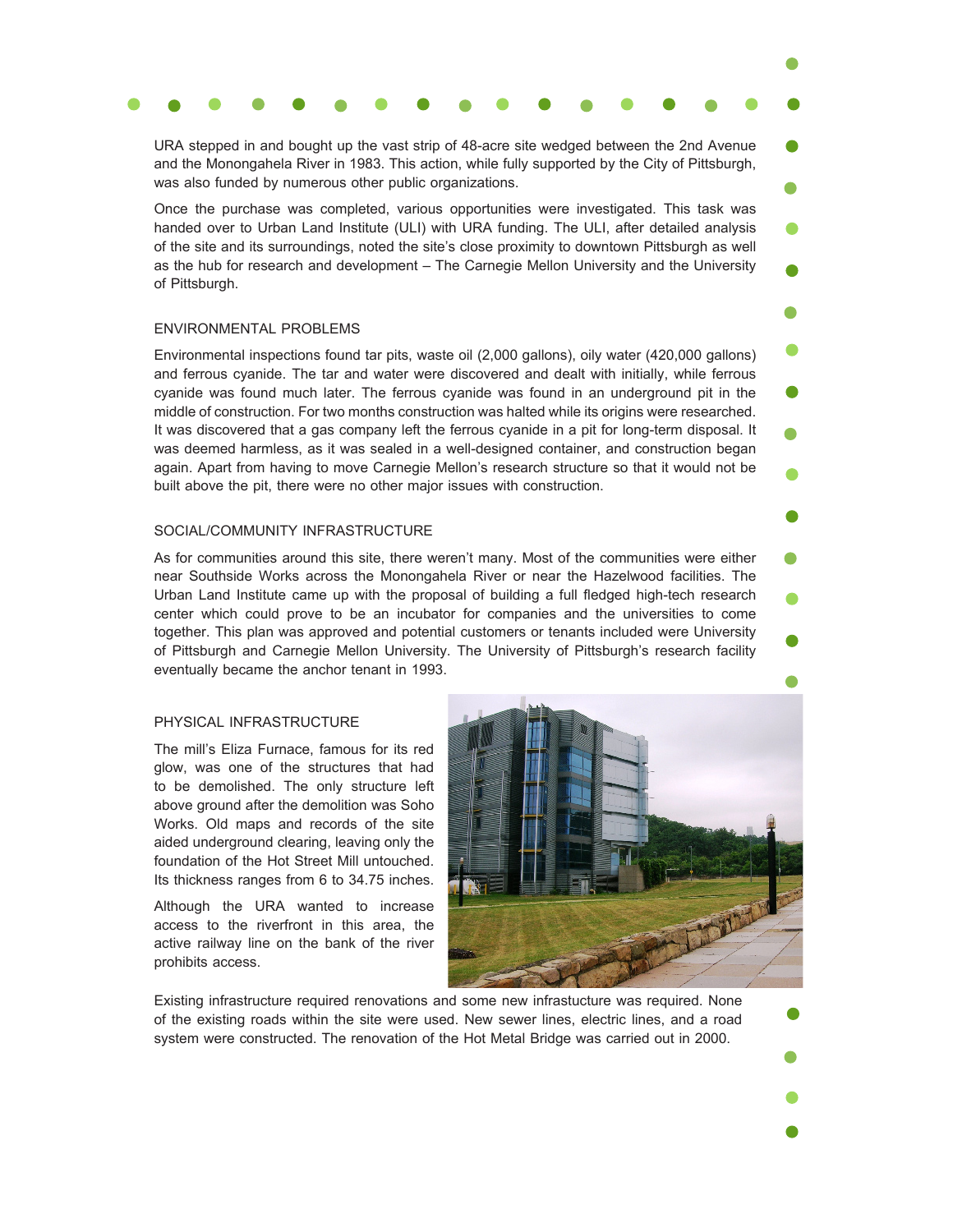URA stepped in and bought up the vast strip of 48-acre site wedged between the 2nd Avenue and the Monongahela River in 1983. This action, while fully supported by the City of Pittsburgh, was also funded by numerous other public organizations.

Once the purchase was completed, various opportunities were investigated. This task was handed over to Urban Land Institute (ULI) with URA funding. The ULI, after detailed analysis of the site and its surroundings, noted the site's close proximity to downtown Pittsburgh as well as the hub for research and development – The Carnegie Mellon University and the University of Pittsburgh.

## ENVIRONMENTAL PROBLEMS

Environmental inspections found tar pits, waste oil (2,000 gallons), oily water (420,000 gallons) and ferrous cyanide. The tar and water were discovered and dealt with initially, while ferrous cyanide was found much later. The ferrous cyanide was found in an underground pit in the middle of construction. For two months construction was halted while its origins were researched. It was discovered that a gas company left the ferrous cyanide in a pit for long-term disposal. It was deemed harmless, as it was sealed in a well-designed container, and construction began again. Apart from having to move Carnegie Mellon's research structure so that it would not be built above the pit, there were no other major issues with construction.

## SOCIAL/COMMUNITY INFRASTRUCTURE

As for communities around this site, there weren't many. Most of the communities were either near Southside Works across the Monongahela River or near the Hazelwood facilities. The Urban Land Institute came up with the proposal of building a full fledged high-tech research center which could prove to be an incubator for companies and the universities to come together. This plan was approved and potential customers or tenants included were University of Pittsburgh and Carnegie Mellon University. The University of Pittsburgh's research facility eventually became the anchor tenant in 1993.

## PHYSICAL INFRASTRUCTURE

The mill's Eliza Furnace, famous for its red glow, was one of the structures that had to be demolished. The only structure left above ground after the demolition was Soho Works. Old maps and records of the site aided underground clearing, leaving only the foundation of the Hot Street Mill untouched. Its thickness ranges from 6 to 34.75 inches.

Although the URA wanted to increase access to the riverfront in this area, the active railway line on the bank of the river prohibits access.

Existing infrastructure required renovations and some new infrastucture was required. None of the existing roads within the site were used. New sewer lines, electric lines, and a road system were constructed. The renovation of the Hot Metal Bridge was carried out in 2000.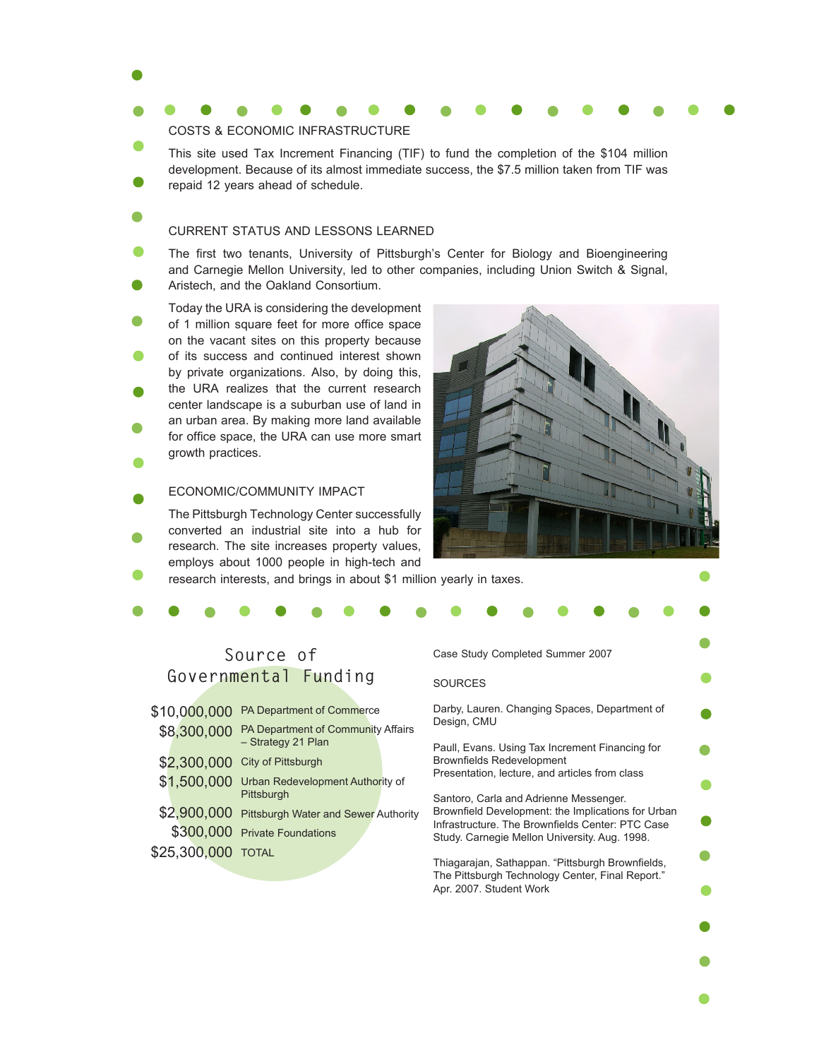## COSTS & ECONOMIC INFRASTRUCTURE

This site used Tax Increment Financing (TIF) to fund the completion of the $104 million development. Because of its almost immediate success, the $7.5 million taken from TIF was repaid 12 years ahead of schedule.

## CURRENT STATUS AND LESSONS LEARNED

The first two tenants, University of Pittsburgh's Center for Biology and Bioengineering and Carnegie Mellon University, led to other companies, including Union Switch & Signal, Aristech, and the Oakland Consortium.

Today the URA is considering the development of 1 million square feet for more office space on the vacant sites on this property because of its success and continued interest shown by private organizations. Also, by doing this, the URA realizes that the current research center landscape is a suburban use of land in an urban area. By making more land available for office space, the URA can use more smart growth practices.

## ECONOMIC/COMMUNITY IMPACT

The Pittsburgh Technology Center successfully converted an industrial site into a hub for research. The site increases property values, employs about 1000 people in high-tech and research interests, and brings in about $1 million yearly in taxes.

## Source of Governmental Funding

| | |
|---|---|
| $10,000,000 | PA Department of Commerce |
| $8,300,000 | PA Department of Community Affairs – Strategy 21 Plan |
| $2,300,000 | City of Pittsburgh |
| $1,500,000 | Urban Redevelopment Authority of Pittsburgh |
| $2,900,000 | Pittsburgh Water and Sewer Authority |
| $300,000 | Private Foundations |
| $25,300,000 | TOTAL |

Case Study Completed Summer 2007

## SOURCES

Darby, Lauren. Changing Spaces, Department of Design, CMU

Paull, Evans. Using Tax Increment Financing for Brownfields Redevelopment
Presentation, lecture, and articles from class

Santoro, Carla and Adrienne Messenger. Brownfield Development: the Implications for Urban Infrastructure. The Brownfields Center: PTC Case Study. Carnegie Mellon University. Aug. 1998.

Thiagarajan, Sathappan. "Pittsburgh Brownfields, The Pittsburgh Technology Center, Final Report." Apr. 2007. Student Work